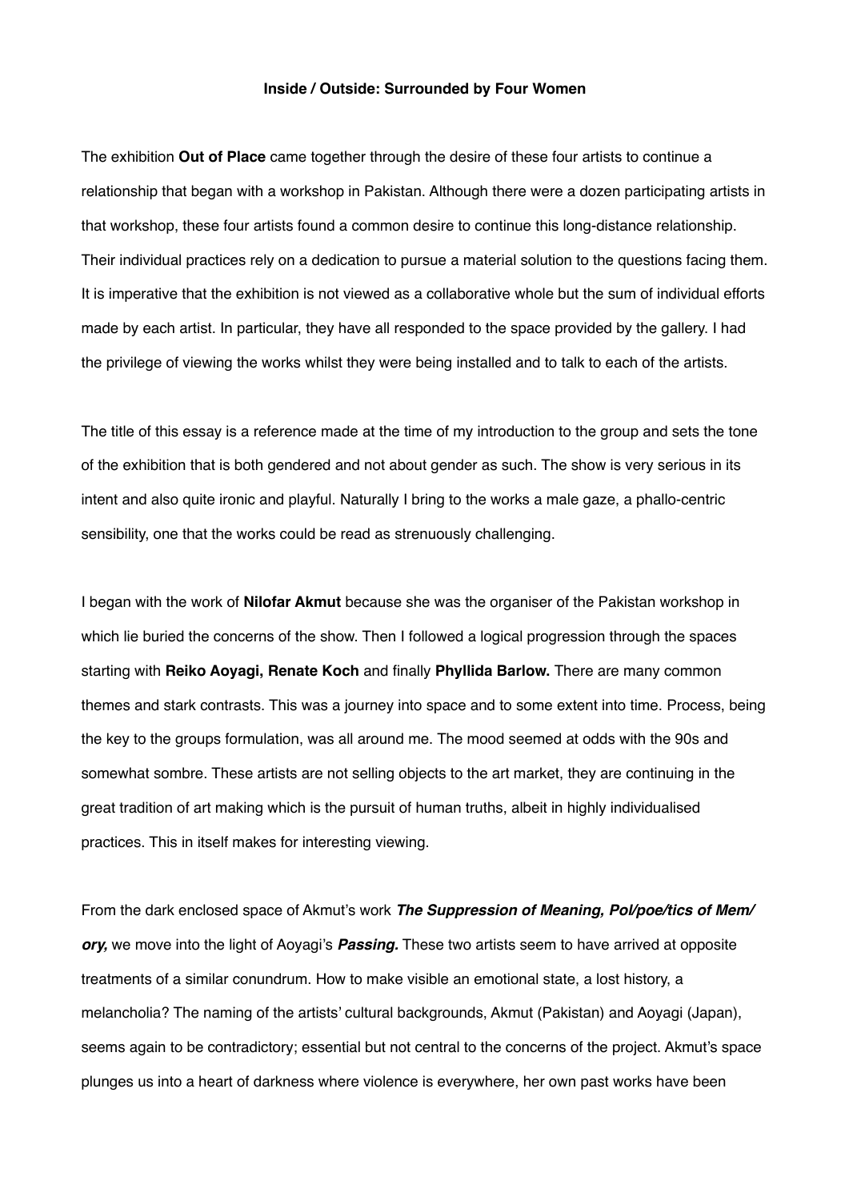**Inside / Outside: Surrounded by Four Women**

The exhibition **Out of Place** came together through the desire of these four artists to continue a relationship that began with a workshop in Pakistan. Although there were a dozen participating artists in that workshop, these four artists found a common desire to continue this long-distance relationship. Their individual practices rely on a dedication to pursue a material solution to the questions facing them. It is imperative that the exhibition is not viewed as a collaborative whole but the sum of individual efforts made by each artist. In particular, they have all responded to the space provided by the gallery. I had the privilege of viewing the works whilst they were being installed and to talk to each of the artists.

The title of this essay is a reference made at the time of my introduction to the group and sets the tone of the exhibition that is both gendered and not about gender as such. The show is very serious in its intent and also quite ironic and playful. Naturally I bring to the works a male gaze, a phallo-centric sensibility, one that the works could be read as strenuously challenging.

I began with the work of **Nilofar Akmut** because she was the organiser of the Pakistan workshop in which lie buried the concerns of the show. Then I followed a logical progression through the spaces starting with **Reiko Aoyagi, Renate Koch** and finally **Phyllida Barlow.** There are many common themes and stark contrasts. This was a journey into space and to some extent into time. Process, being the key to the groups formulation, was all around me. The mood seemed at odds with the 90s and somewhat sombre. These artists are not selling objects to the art market, they are continuing in the great tradition of art making which is the pursuit of human truths, albeit in highly individualised practices. This in itself makes for interesting viewing.

From the dark enclosed space of Akmut's work ***The Suppression of Meaning, Pol/poe/tics of Mem/ory,*** we move into the light of Aoyagi's ***Passing.*** These two artists seem to have arrived at opposite treatments of a similar conundrum. How to make visible an emotional state, a lost history, a melancholia? The naming of the artists' cultural backgrounds, Akmut (Pakistan) and Aoyagi (Japan), seems again to be contradictory; essential but not central to the concerns of the project. Akmut's space plunges us into a heart of darkness where violence is everywhere, her own past works have been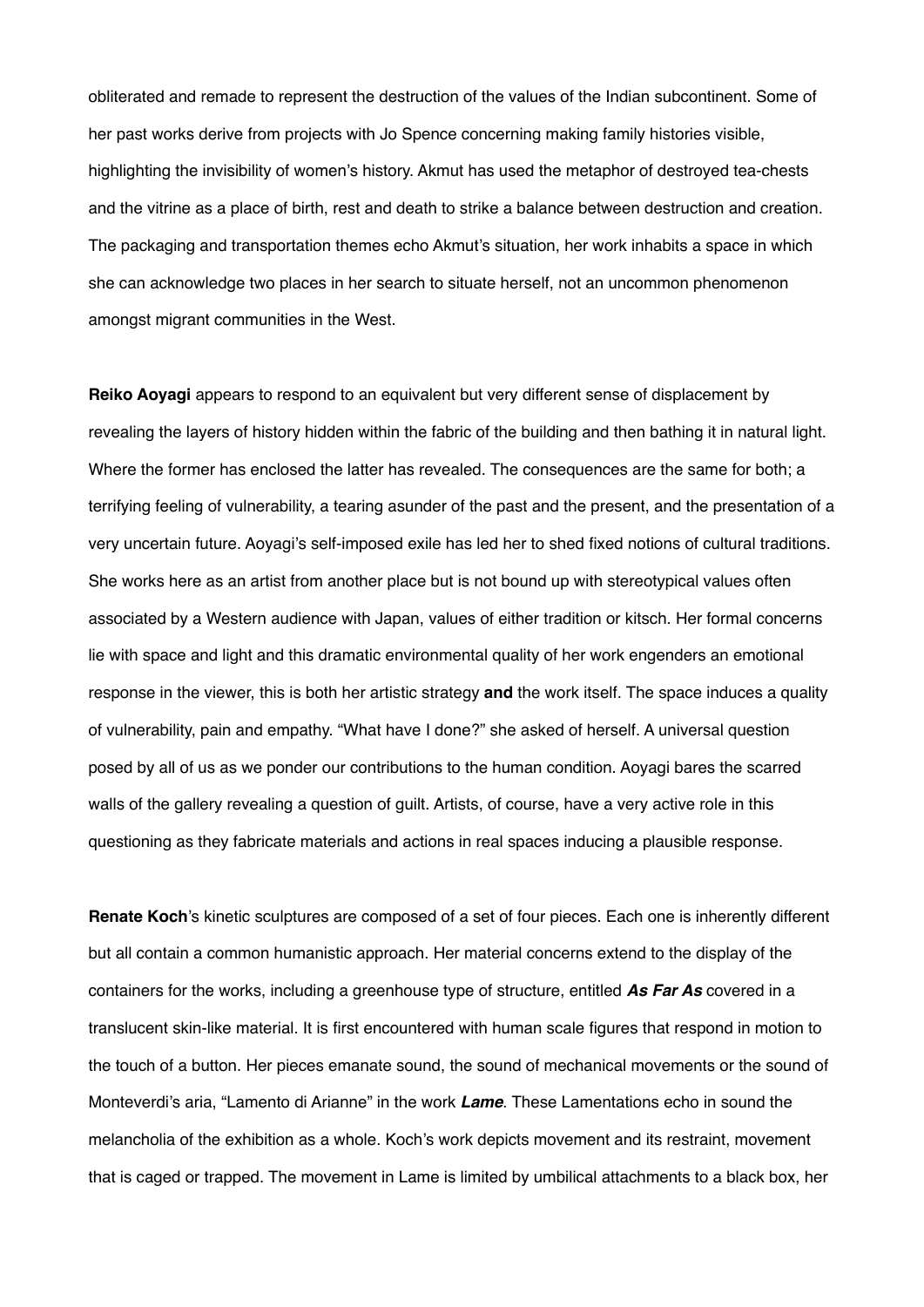obliterated and remade to represent the destruction of the values of the Indian subcontinent. Some of her past works derive from projects with Jo Spence concerning making family histories visible, highlighting the invisibility of women's history. Akmut has used the metaphor of destroyed tea-chests and the vitrine as a place of birth, rest and death to strike a balance between destruction and creation. The packaging and transportation themes echo Akmut's situation, her work inhabits a space in which she can acknowledge two places in her search to situate herself, not an uncommon phenomenon amongst migrant communities in the West.

**Reiko Aoyagi** appears to respond to an equivalent but very different sense of displacement by revealing the layers of history hidden within the fabric of the building and then bathing it in natural light. Where the former has enclosed the latter has revealed. The consequences are the same for both; a terrifying feeling of vulnerability, a tearing asunder of the past and the present, and the presentation of a very uncertain future. Aoyagi's self-imposed exile has led her to shed fixed notions of cultural traditions. She works here as an artist from another place but is not bound up with stereotypical values often associated by a Western audience with Japan, values of either tradition or kitsch. Her formal concerns lie with space and light and this dramatic environmental quality of her work engenders an emotional response in the viewer, this is both her artistic strategy **and** the work itself. The space induces a quality of vulnerability, pain and empathy. "What have I done?" she asked of herself. A universal question posed by all of us as we ponder our contributions to the human condition. Aoyagi bares the scarred walls of the gallery revealing a question of guilt. Artists, of course, have a very active role in this questioning as they fabricate materials and actions in real spaces inducing a plausible response.

**Renate Koch**'s kinetic sculptures are composed of a set of four pieces. Each one is inherently different but all contain a common humanistic approach. Her material concerns extend to the display of the containers for the works, including a greenhouse type of structure, entitled ***As Far As*** covered in a translucent skin-like material. It is first encountered with human scale figures that respond in motion to the touch of a button. Her pieces emanate sound, the sound of mechanical movements or the sound of Monteverdi's aria, "Lamento di Arianne" in the work ***Lame***. These Lamentations echo in sound the melancholia of the exhibition as a whole. Koch's work depicts movement and its restraint, movement that is caged or trapped. The movement in Lame is limited by umbilical attachments to a black box, her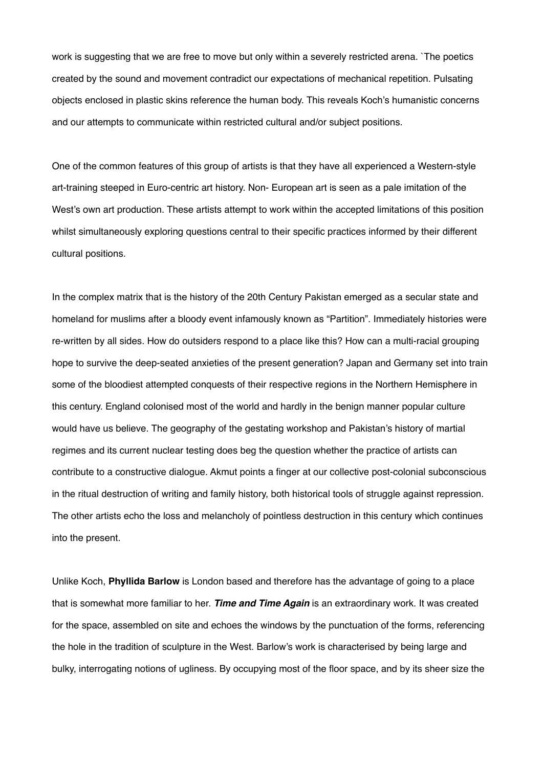work is suggesting that we are free to move but only within a severely restricted arena. `The poetics created by the sound and movement contradict our expectations of mechanical repetition. Pulsating objects enclosed in plastic skins reference the human body. This reveals Koch's humanistic concerns and our attempts to communicate within restricted cultural and/or subject positions.

One of the common features of this group of artists is that they have all experienced a Western-style art-training steeped in Euro-centric art history. Non- European art is seen as a pale imitation of the West's own art production. These artists attempt to work within the accepted limitations of this position whilst simultaneously exploring questions central to their specific practices informed by their different cultural positions.

In the complex matrix that is the history of the 20th Century Pakistan emerged as a secular state and homeland for muslims after a bloody event infamously known as "Partition". Immediately histories were re-written by all sides. How do outsiders respond to a place like this? How can a multi-racial grouping hope to survive the deep-seated anxieties of the present generation? Japan and Germany set into train some of the bloodiest attempted conquests of their respective regions in the Northern Hemisphere in this century. England colonised most of the world and hardly in the benign manner popular culture would have us believe. The geography of the gestating workshop and Pakistan's history of martial regimes and its current nuclear testing does beg the question whether the practice of artists can contribute to a constructive dialogue. Akmut points a finger at our collective post-colonial subconscious in the ritual destruction of writing and family history, both historical tools of struggle against repression. The other artists echo the loss and melancholy of pointless destruction in this century which continues into the present.

Unlike Koch, **Phyllida Barlow** is London based and therefore has the advantage of going to a place that is somewhat more familiar to her. ***Time and Time Again*** is an extraordinary work. It was created for the space, assembled on site and echoes the windows by the punctuation of the forms, referencing the hole in the tradition of sculpture in the West. Barlow's work is characterised by being large and bulky, interrogating notions of ugliness. By occupying most of the floor space, and by its sheer size the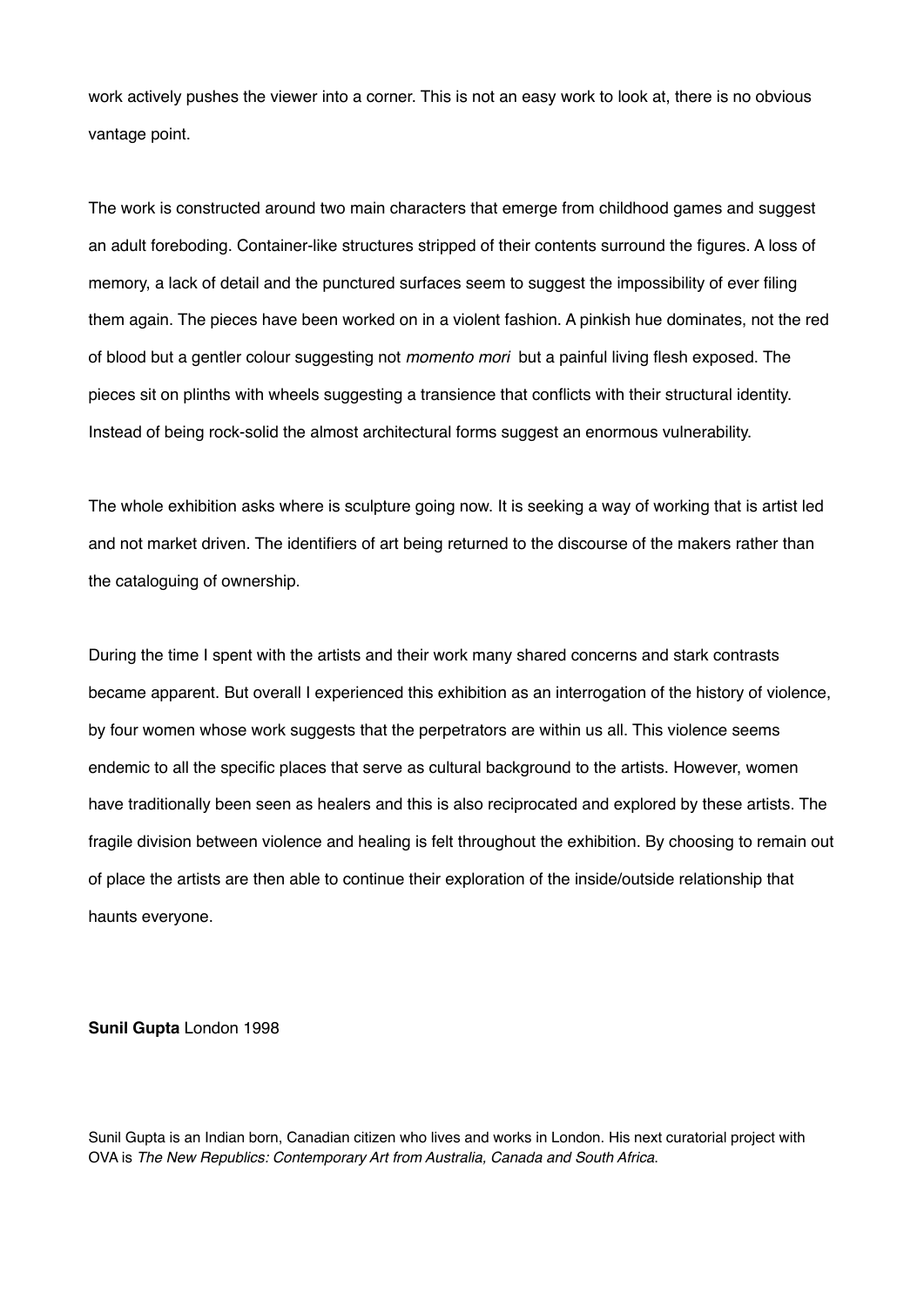work actively pushes the viewer into a corner. This is not an easy work to look at, there is no obvious vantage point.

The work is constructed around two main characters that emerge from childhood games and suggest an adult foreboding. Container-like structures stripped of their contents surround the figures. A loss of memory, a lack of detail and the punctured surfaces seem to suggest the impossibility of ever filing them again. The pieces have been worked on in a violent fashion. A pinkish hue dominates, not the red of blood but a gentler colour suggesting not *momento mori* but a painful living flesh exposed. The pieces sit on plinths with wheels suggesting a transience that conflicts with their structural identity. Instead of being rock-solid the almost architectural forms suggest an enormous vulnerability.

The whole exhibition asks where is sculpture going now. It is seeking a way of working that is artist led and not market driven. The identifiers of art being returned to the discourse of the makers rather than the cataloguing of ownership.

During the time I spent with the artists and their work many shared concerns and stark contrasts became apparent. But overall I experienced this exhibition as an interrogation of the history of violence, by four women whose work suggests that the perpetrators are within us all. This violence seems endemic to all the specific places that serve as cultural background to the artists. However, women have traditionally been seen as healers and this is also reciprocated and explored by these artists. The fragile division between violence and healing is felt throughout the exhibition. By choosing to remain out of place the artists are then able to continue their exploration of the inside/outside relationship that haunts everyone.

**Sunil Gupta** London 1998

Sunil Gupta is an Indian born, Canadian citizen who lives and works in London. His next curatorial project with OVA is *The New Republics: Contemporary Art from Australia, Canada and South Africa*.